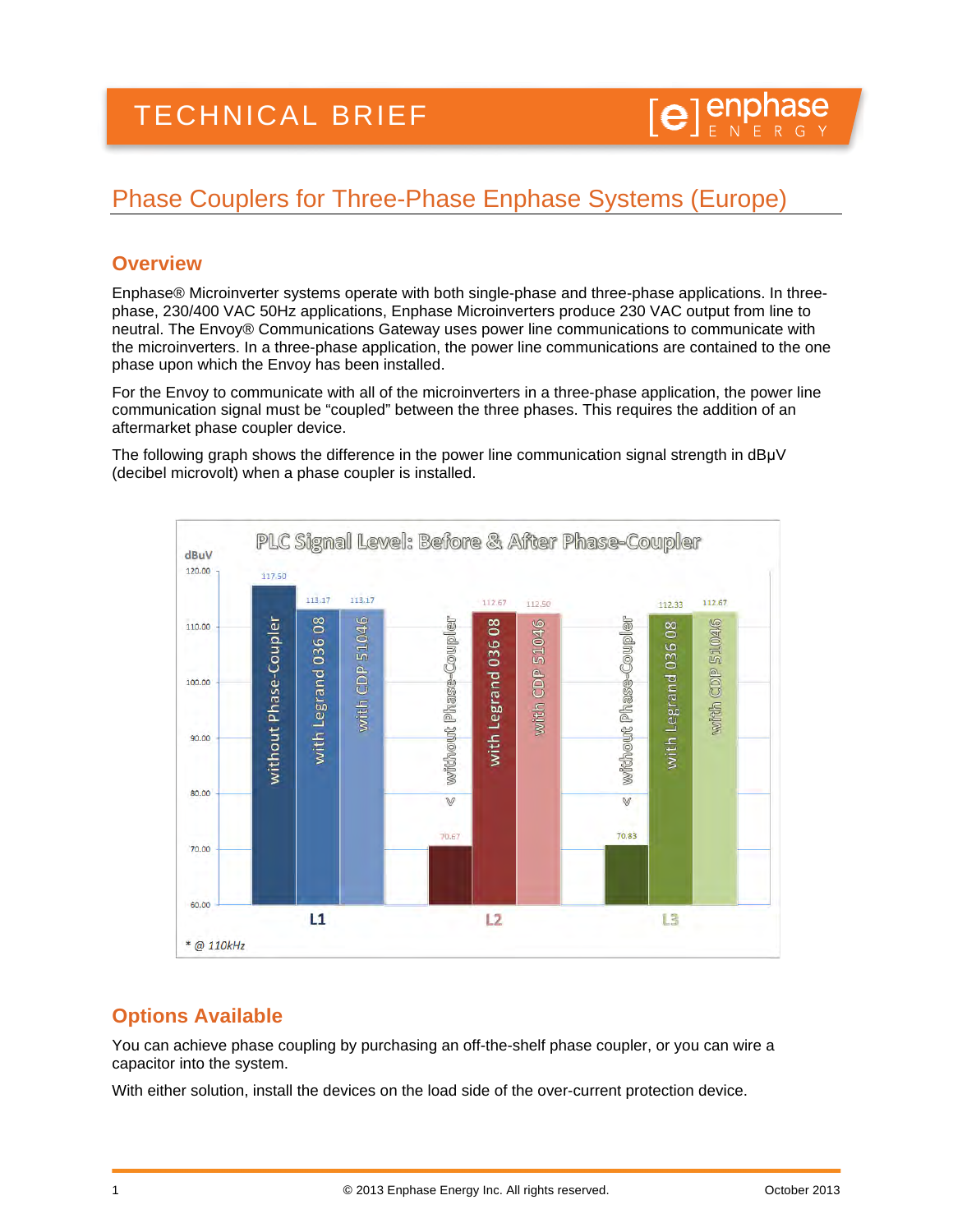# Phase Couplers for Three-Phase Enphase Systems (Europe)

## Overview

Enphase® Microinverter systems operate with both single-phase and three-phase applications. In three-phase, 230/400 VAC 50Hz applications, Enphase Microinverters produce 230 VAC output from line to neutral. The Envoy® Communications Gateway uses power line communications to communicate with the microinverters. In a three-phase application, the power line communications are contained to the one phase upon which the Envoy has been installed.

For the Envoy to communicate with all of the microinverters in a three-phase application, the power line communication signal must be "coupled" between the three phases. This requires the addition of an aftermarket phase coupler device.

The following graph shows the difference in the power line communication signal strength in dBµV (decibel microvolt) when a phase coupler is installed.

**PLC Signal Level: Before & After Phase-Coupler** (dBuV)

| | without Phase-Coupler | with Legrand 036 08 | with CDP 51046 |
|---|---|---|---|
| L1 | 117.50 | 113.17 | 113.17 |
| L2 | < 70.67 | 112.67 | 112.50 |
| L3 | < 70.83 | 112.33 | 112.67 |

\* @ 110kHz

## Options Available

You can achieve phase coupling by purchasing an off-the-shelf phase coupler, or you can wire a capacitor into the system.

With either solution, install the devices on the load side of the over-current protection device.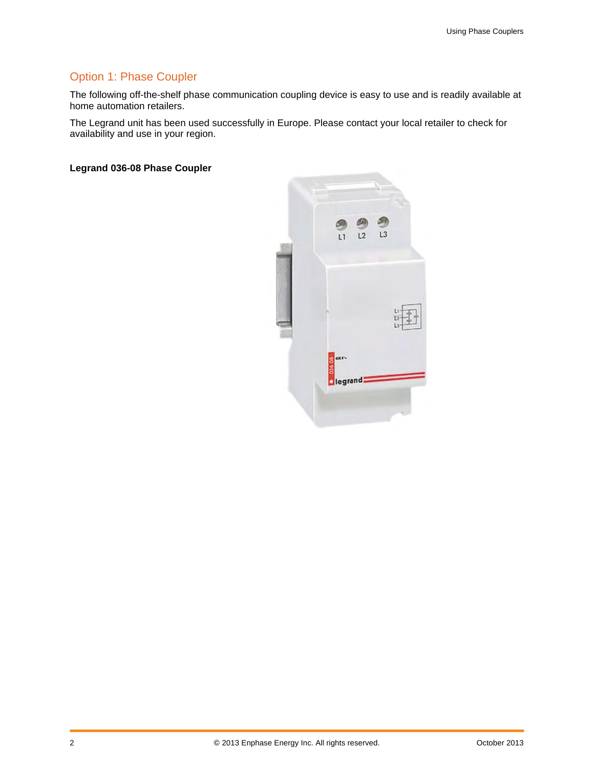## Option 1: Phase Coupler

The following off-the-shelf phase communication coupling device is easy to use and is readily available at home automation retailers.

The Legrand unit has been used successfully in Europe. Please contact your local retailer to check for availability and use in your region.

**Legrand 036-08 Phase Coupler**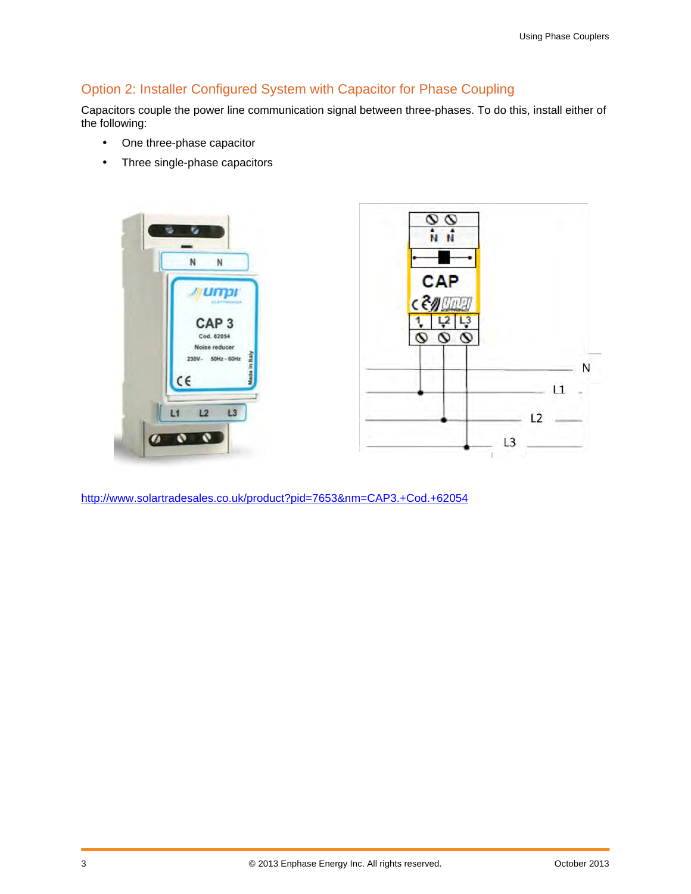## Option 2: Installer Configured System with Capacitor for Phase Coupling

Capacitors couple the power line communication signal between three-phases. To do this, install either of the following:

- One three-phase capacitor
- Three single-phase capacitors

http://www.solartradesales.co.uk/product?pid=7653&nm=CAP3.+Cod.+62054